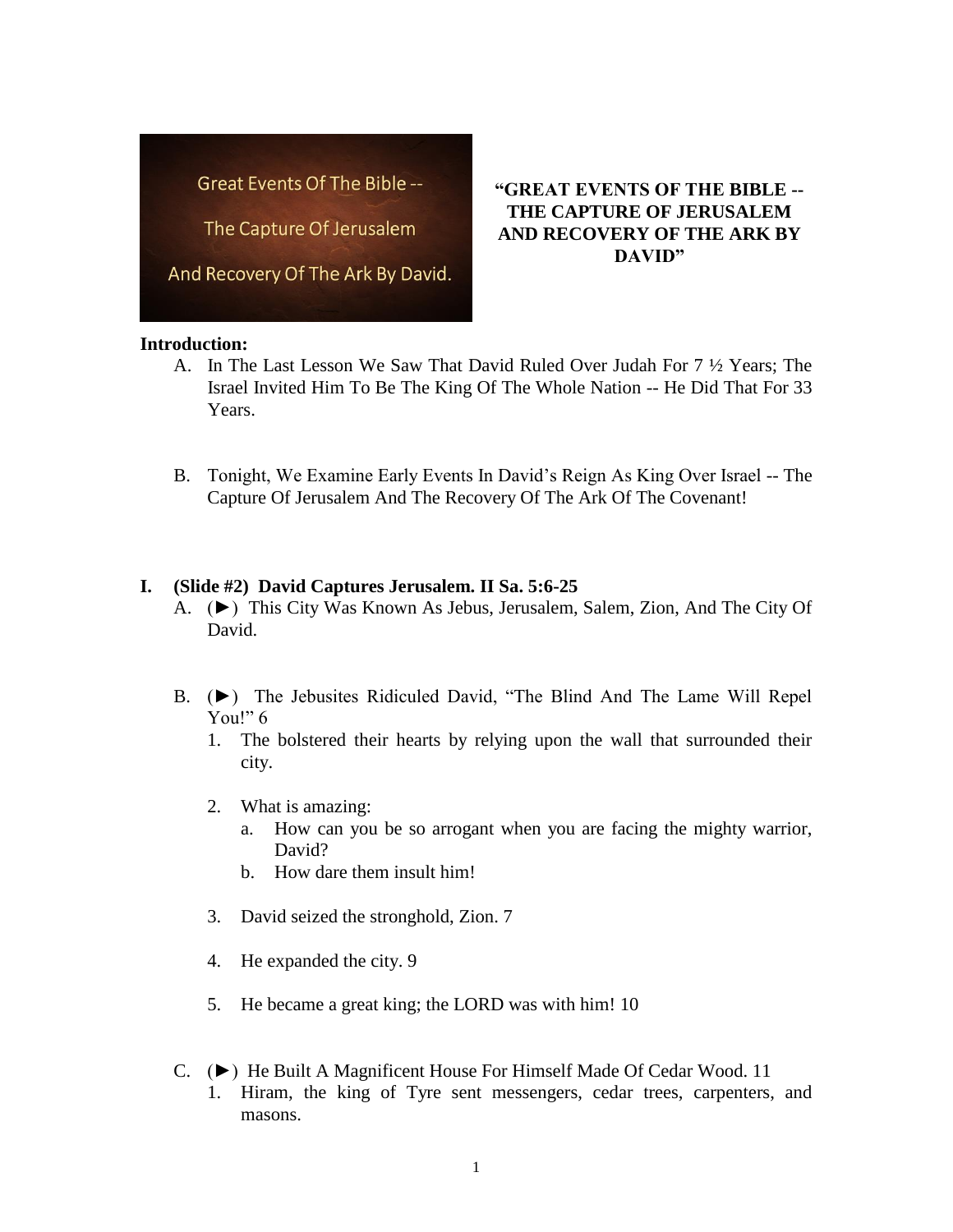**“GREAT EVENTS OF THE BIBLE -- THE CAPTURE OF JERUSALEM AND RECOVERY OF THE ARK BY DAVID”**

**Introduction:**

A. In The Last Lesson We Saw That David Ruled Over Judah For 7 ½ Years; The Israel Invited Him To Be The King Of The Whole Nation -- He Did That For 33 Years.

B. Tonight, We Examine Early Events In David’s Reign As King Over Israel -- The Capture Of Jerusalem And The Recovery Of The Ark Of The Covenant!

**I. (Slide #2) David Captures Jerusalem. II Sa. 5:6-25**

A. (►) This City Was Known As Jebus, Jerusalem, Salem, Zion, And The City Of David.

B. (►) The Jebusites Ridiculed David, “The Blind And The Lame Will Repel You!” 6

1. The bolstered their hearts by relying upon the wall that surrounded their city.

2. What is amazing:
   a. How can you be so arrogant when you are facing the mighty warrior, David?
   b. How dare them insult him!

3. David seized the stronghold, Zion. 7

4. He expanded the city. 9

5. He became a great king; the LORD was with him! 10

C. (►) He Built A Magnificent House For Himself Made Of Cedar Wood. 11

1. Hiram, the king of Tyre sent messengers, cedar trees, carpenters, and masons.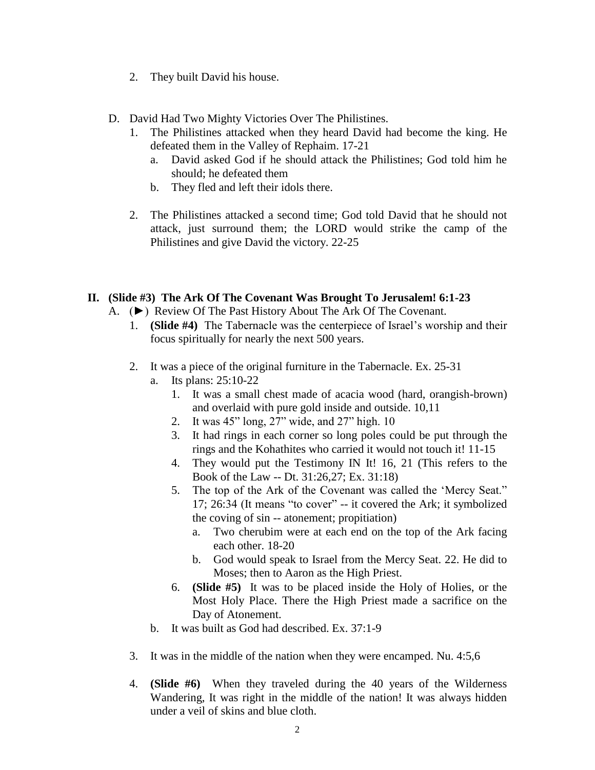2. They built David his house.

D. David Had Two Mighty Victories Over The Philistines.
   1. The Philistines attacked when they heard David had become the king. He defeated them in the Valley of Rephaim. 17-21
      a. David asked God if he should attack the Philistines; God told him he should; he defeated them
      b. They fled and left their idols there.

   2. The Philistines attacked a second time; God told David that he should not attack, just surround them; the LORD would strike the camp of the Philistines and give David the victory. 22-25

## II. (Slide #3) The Ark Of The Covenant Was Brought To Jerusalem! 6:1-23

A. (►) Review Of The Past History About The Ark Of The Covenant.
   1. **(Slide #4)** The Tabernacle was the centerpiece of Israel's worship and their focus spiritually for nearly the next 500 years.

   2. It was a piece of the original furniture in the Tabernacle. Ex. 25-31
      a. Its plans: 25:10-22
         1. It was a small chest made of acacia wood (hard, orangish-brown) and overlaid with pure gold inside and outside. 10,11
         2. It was 45" long, 27" wide, and 27" high. 10
         3. It had rings in each corner so long poles could be put through the rings and the Kohathites who carried it would not touch it! 11-15
         4. They would put the Testimony IN It! 16, 21 (This refers to the Book of the Law -- Dt. 31:26,27; Ex. 31:18)
         5. The top of the Ark of the Covenant was called the 'Mercy Seat." 17; 26:34 (It means "to cover" -- it covered the Ark; it symbolized the coving of sin -- atonement; propitiation)
            a. Two cherubim were at each end on the top of the Ark facing each other. 18-20
            b. God would speak to Israel from the Mercy Seat. 22. He did to Moses; then to Aaron as the High Priest.
         6. **(Slide #5)** It was to be placed inside the Holy of Holies, or the Most Holy Place. There the High Priest made a sacrifice on the Day of Atonement.
      b. It was built as God had described. Ex. 37:1-9

   3. It was in the middle of the nation when they were encamped. Nu. 4:5,6

   4. **(Slide #6)** When they traveled during the 40 years of the Wilderness Wandering, It was right in the middle of the nation! It was always hidden under a veil of skins and blue cloth.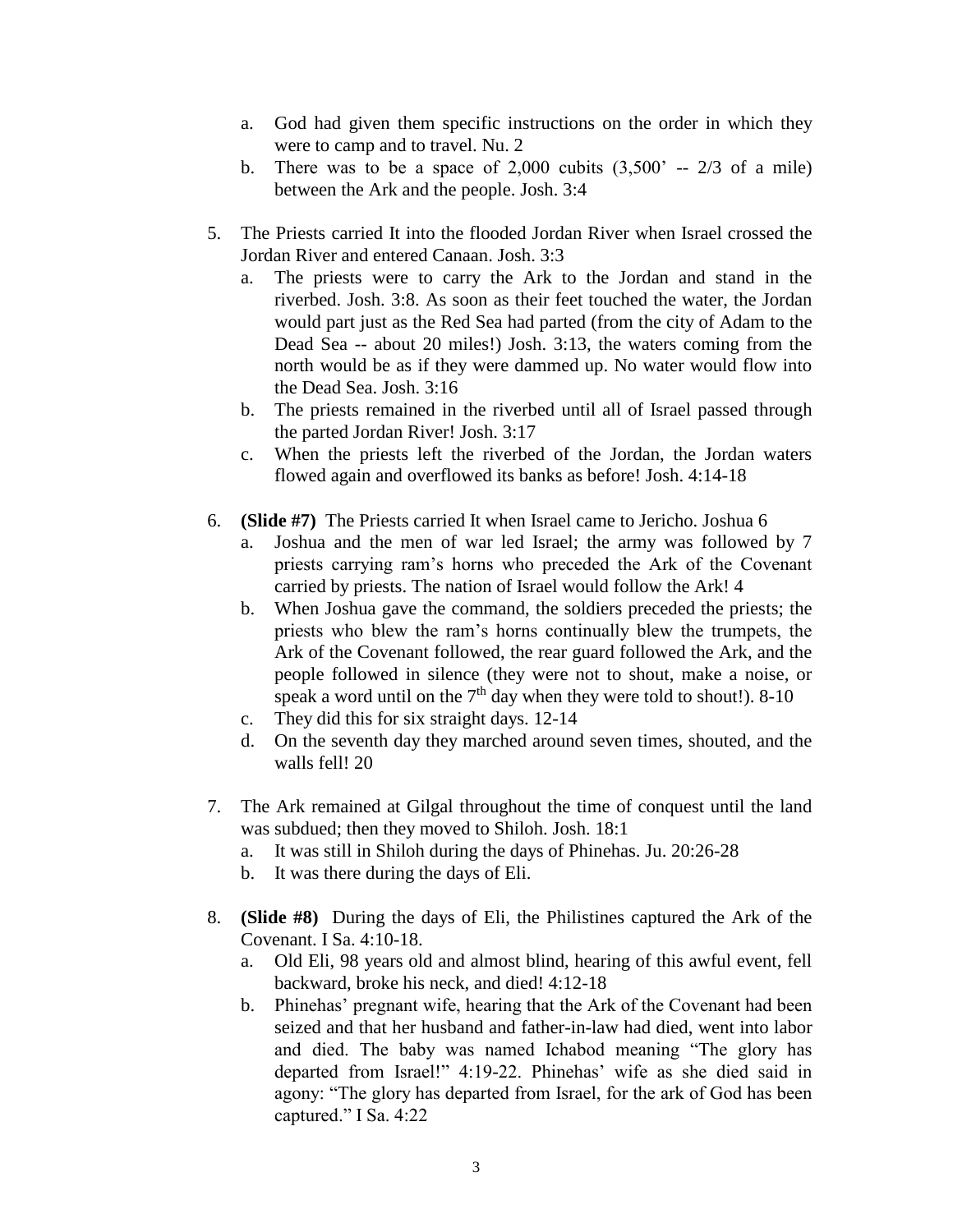a. God had given them specific instructions on the order in which they were to camp and to travel. Nu. 2
   b. There was to be a space of 2,000 cubits (3,500' -- 2/3 of a mile) between the Ark and the people. Josh. 3:4

5. The Priests carried It into the flooded Jordan River when Israel crossed the Jordan River and entered Canaan. Josh. 3:3
   a. The priests were to carry the Ark to the Jordan and stand in the riverbed. Josh. 3:8. As soon as their feet touched the water, the Jordan would part just as the Red Sea had parted (from the city of Adam to the Dead Sea -- about 20 miles!) Josh. 3:13, the waters coming from the north would be as if they were dammed up. No water would flow into the Dead Sea. Josh. 3:16
   b. The priests remained in the riverbed until all of Israel passed through the parted Jordan River! Josh. 3:17
   c. When the priests left the riverbed of the Jordan, the Jordan waters flowed again and overflowed its banks as before! Josh. 4:14-18

6. **(Slide #7)** The Priests carried It when Israel came to Jericho. Joshua 6
   a. Joshua and the men of war led Israel; the army was followed by 7 priests carrying ram's horns who preceded the Ark of the Covenant carried by priests. The nation of Israel would follow the Ark! 4
   b. When Joshua gave the command, the soldiers preceded the priests; the priests who blew the ram's horns continually blew the trumpets, the Ark of the Covenant followed, the rear guard followed the Ark, and the people followed in silence (they were not to shout, make a noise, or speak a word until on the 7th day when they were told to shout!). 8-10
   c. They did this for six straight days. 12-14
   d. On the seventh day they marched around seven times, shouted, and the walls fell! 20

7. The Ark remained at Gilgal throughout the time of conquest until the land was subdued; then they moved to Shiloh. Josh. 18:1
   a. It was still in Shiloh during the days of Phinehas. Ju. 20:26-28
   b. It was there during the days of Eli.

8. **(Slide #8)** During the days of Eli, the Philistines captured the Ark of the Covenant. I Sa. 4:10-18.
   a. Old Eli, 98 years old and almost blind, hearing of this awful event, fell backward, broke his neck, and died! 4:12-18
   b. Phinehas' pregnant wife, hearing that the Ark of the Covenant had been seized and that her husband and father-in-law had died, went into labor and died. The baby was named Ichabod meaning "The glory has departed from Israel!" 4:19-22. Phinehas' wife as she died said in agony: "The glory has departed from Israel, for the ark of God has been captured." I Sa. 4:22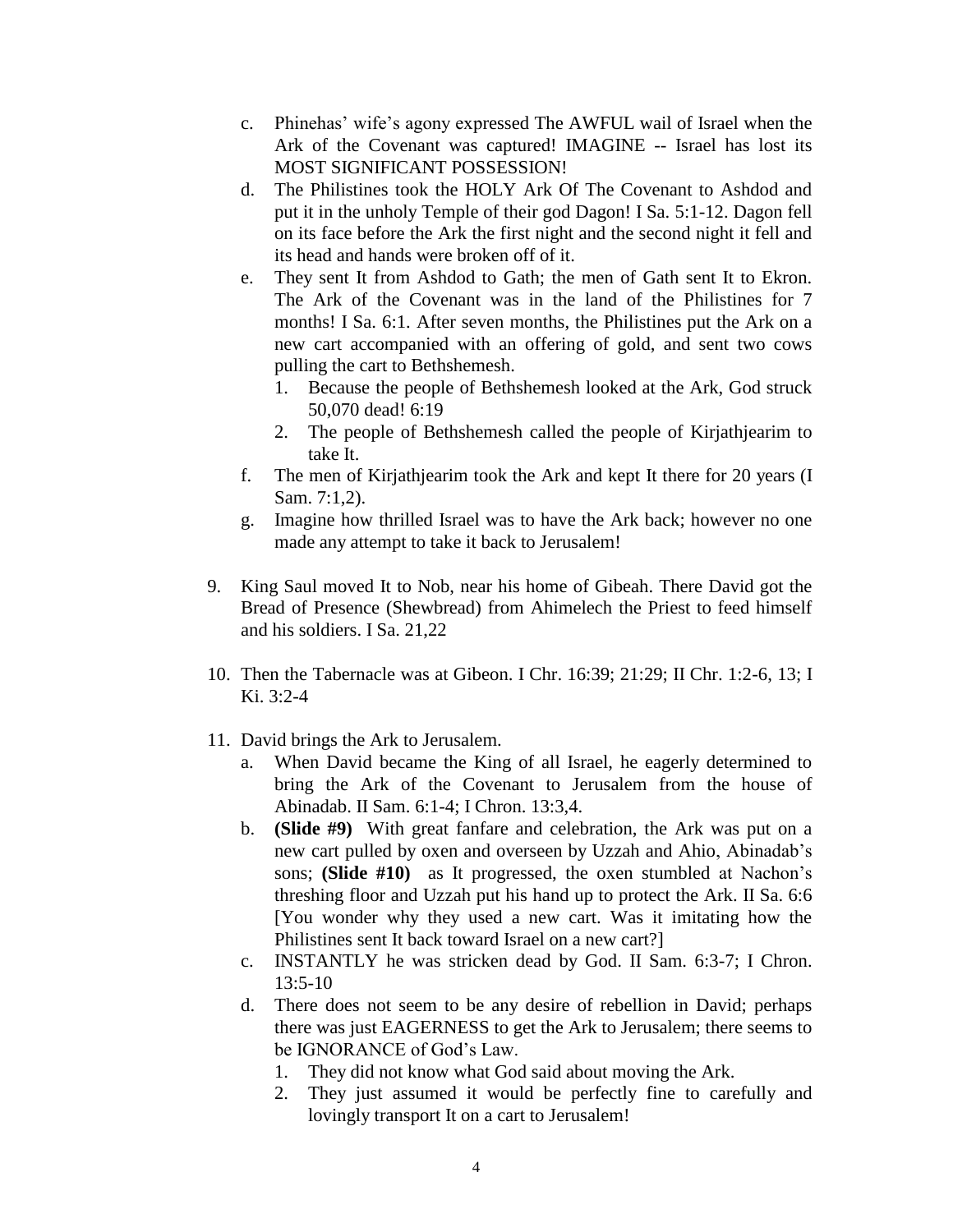c. Phinehas' wife's agony expressed The AWFUL wail of Israel when the Ark of the Covenant was captured! IMAGINE -- Israel has lost its MOST SIGNIFICANT POSSESSION!

d. The Philistines took the HOLY Ark Of The Covenant to Ashdod and put it in the unholy Temple of their god Dagon! I Sa. 5:1-12. Dagon fell on its face before the Ark the first night and the second night it fell and its head and hands were broken off of it.

e. They sent It from Ashdod to Gath; the men of Gath sent It to Ekron. The Ark of the Covenant was in the land of the Philistines for 7 months! I Sa. 6:1. After seven months, the Philistines put the Ark on a new cart accompanied with an offering of gold, and sent two cows pulling the cart to Bethshemesh.
   1. Because the people of Bethshemesh looked at the Ark, God struck 50,070 dead! 6:19
   2. The people of Bethshemesh called the people of Kirjathjearim to take It.

f. The men of Kirjathjearim took the Ark and kept It there for 20 years (I Sam. 7:1,2).

g. Imagine how thrilled Israel was to have the Ark back; however no one made any attempt to take it back to Jerusalem!

9. King Saul moved It to Nob, near his home of Gibeah. There David got the Bread of Presence (Shewbread) from Ahimelech the Priest to feed himself and his soldiers. I Sa. 21,22

10. Then the Tabernacle was at Gibeon. I Chr. 16:39; 21:29; II Chr. 1:2-6, 13; I Ki. 3:2-4

11. David brings the Ark to Jerusalem.
    a. When David became the King of all Israel, he eagerly determined to bring the Ark of the Covenant to Jerusalem from the house of Abinadab. II Sam. 6:1-4; I Chron. 13:3,4.
    b. **(Slide #9)** With great fanfare and celebration, the Ark was put on a new cart pulled by oxen and overseen by Uzzah and Ahio, Abinadab's sons; **(Slide #10)** as It progressed, the oxen stumbled at Nachon's threshing floor and Uzzah put his hand up to protect the Ark. II Sa. 6:6 [You wonder why they used a new cart. Was it imitating how the Philistines sent It back toward Israel on a new cart?]
    c. INSTANTLY he was stricken dead by God. II Sam. 6:3-7; I Chron. 13:5-10
    d. There does not seem to be any desire of rebellion in David; perhaps there was just EAGERNESS to get the Ark to Jerusalem; there seems to be IGNORANCE of God's Law.
       1. They did not know what God said about moving the Ark.
       2. They just assumed it would be perfectly fine to carefully and lovingly transport It on a cart to Jerusalem!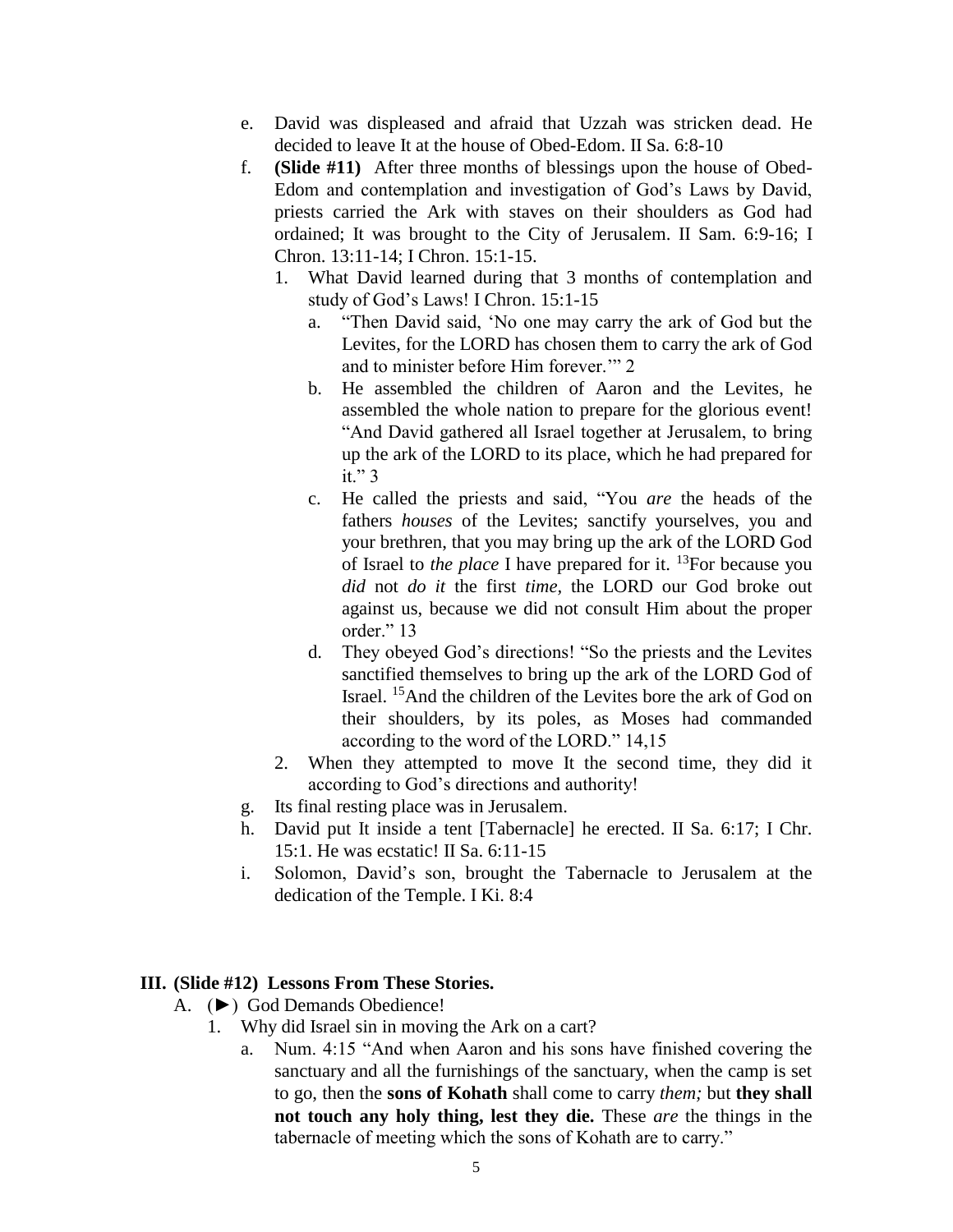e. David was displeased and afraid that Uzzah was stricken dead. He decided to leave It at the house of Obed-Edom. II Sa. 6:8-10

f. **(Slide #11)** After three months of blessings upon the house of Obed-Edom and contemplation and investigation of God's Laws by David, priests carried the Ark with staves on their shoulders as God had ordained; It was brought to the City of Jerusalem. II Sam. 6:9-16; I Chron. 13:11-14; I Chron. 15:1-15.

   1. What David learned during that 3 months of contemplation and study of God's Laws! I Chron. 15:1-15

      a. "Then David said, 'No one may carry the ark of God but the Levites, for the LORD has chosen them to carry the ark of God and to minister before Him forever.'" 2

      b. He assembled the children of Aaron and the Levites, he assembled the whole nation to prepare for the glorious event! "And David gathered all Israel together at Jerusalem, to bring up the ark of the LORD to its place, which he had prepared for it." 3

      c. He called the priests and said, "You *are* the heads of the fathers *houses* of the Levites; sanctify yourselves, you and your brethren, that you may bring up the ark of the LORD God of Israel to *the place* I have prepared for it. [13]For because you *did* not *do it* the first *time,* the LORD our God broke out against us, because we did not consult Him about the proper order." 13

      d. They obeyed God's directions! "So the priests and the Levites sanctified themselves to bring up the ark of the LORD God of Israel. [15]And the children of the Levites bore the ark of God on their shoulders, by its poles, as Moses had commanded according to the word of the LORD." 14,15

   2. When they attempted to move It the second time, they did it according to God's directions and authority!

g. Its final resting place was in Jerusalem.

h. David put It inside a tent [Tabernacle] he erected. II Sa. 6:17; I Chr. 15:1. He was ecstatic! II Sa. 6:11-15

i. Solomon, David's son, brought the Tabernacle to Jerusalem at the dedication of the Temple. I Ki. 8:4

## III. (Slide #12) Lessons From These Stories.

A. (►) God Demands Obedience!

   1. Why did Israel sin in moving the Ark on a cart?

      a. Num. 4:15 "And when Aaron and his sons have finished covering the sanctuary and all the furnishings of the sanctuary, when the camp is set to go, then the **sons of Kohath** shall come to carry *them;* but **they shall not touch any holy thing, lest they die.** These *are* the things in the tabernacle of meeting which the sons of Kohath are to carry."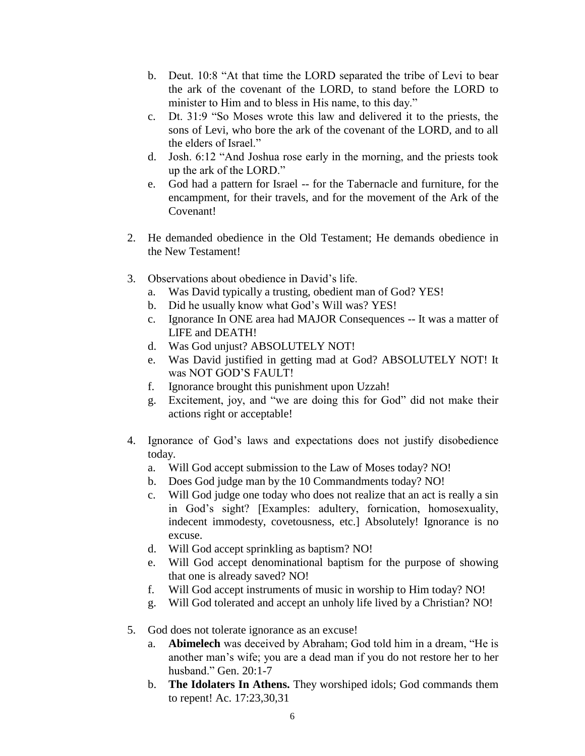b. Deut. 10:8 "At that time the LORD separated the tribe of Levi to bear the ark of the covenant of the LORD, to stand before the LORD to minister to Him and to bless in His name, to this day."
   c. Dt. 31:9 "So Moses wrote this law and delivered it to the priests, the sons of Levi, who bore the ark of the covenant of the LORD, and to all the elders of Israel."
   d. Josh. 6:12 "And Joshua rose early in the morning, and the priests took up the ark of the LORD."
   e. God had a pattern for Israel -- for the Tabernacle and furniture, for the encampment, for their travels, and for the movement of the Ark of the Covenant!

2. He demanded obedience in the Old Testament; He demands obedience in the New Testament!

3. Observations about obedience in David's life.
   a. Was David typically a trusting, obedient man of God? YES!
   b. Did he usually know what God's Will was? YES!
   c. Ignorance In ONE area had MAJOR Consequences -- It was a matter of LIFE and DEATH!
   d. Was God unjust? ABSOLUTELY NOT!
   e. Was David justified in getting mad at God? ABSOLUTELY NOT! It was NOT GOD'S FAULT!
   f. Ignorance brought this punishment upon Uzzah!
   g. Excitement, joy, and "we are doing this for God" did not make their actions right or acceptable!

4. Ignorance of God's laws and expectations does not justify disobedience today.
   a. Will God accept submission to the Law of Moses today? NO!
   b. Does God judge man by the 10 Commandments today? NO!
   c. Will God judge one today who does not realize that an act is really a sin in God's sight? [Examples: adultery, fornication, homosexuality, indecent immodesty, covetousness, etc.] Absolutely! Ignorance is no excuse.
   d. Will God accept sprinkling as baptism? NO!
   e. Will God accept denominational baptism for the purpose of showing that one is already saved? NO!
   f. Will God accept instruments of music in worship to Him today? NO!
   g. Will God tolerated and accept an unholy life lived by a Christian? NO!

5. God does not tolerate ignorance as an excuse!
   a. **Abimelech** was deceived by Abraham; God told him in a dream, "He is another man's wife; you are a dead man if you do not restore her to her husband." Gen. 20:1-7
   b. **The Idolaters In Athens.** They worshiped idols; God commands them to repent! Ac. 17:23,30,31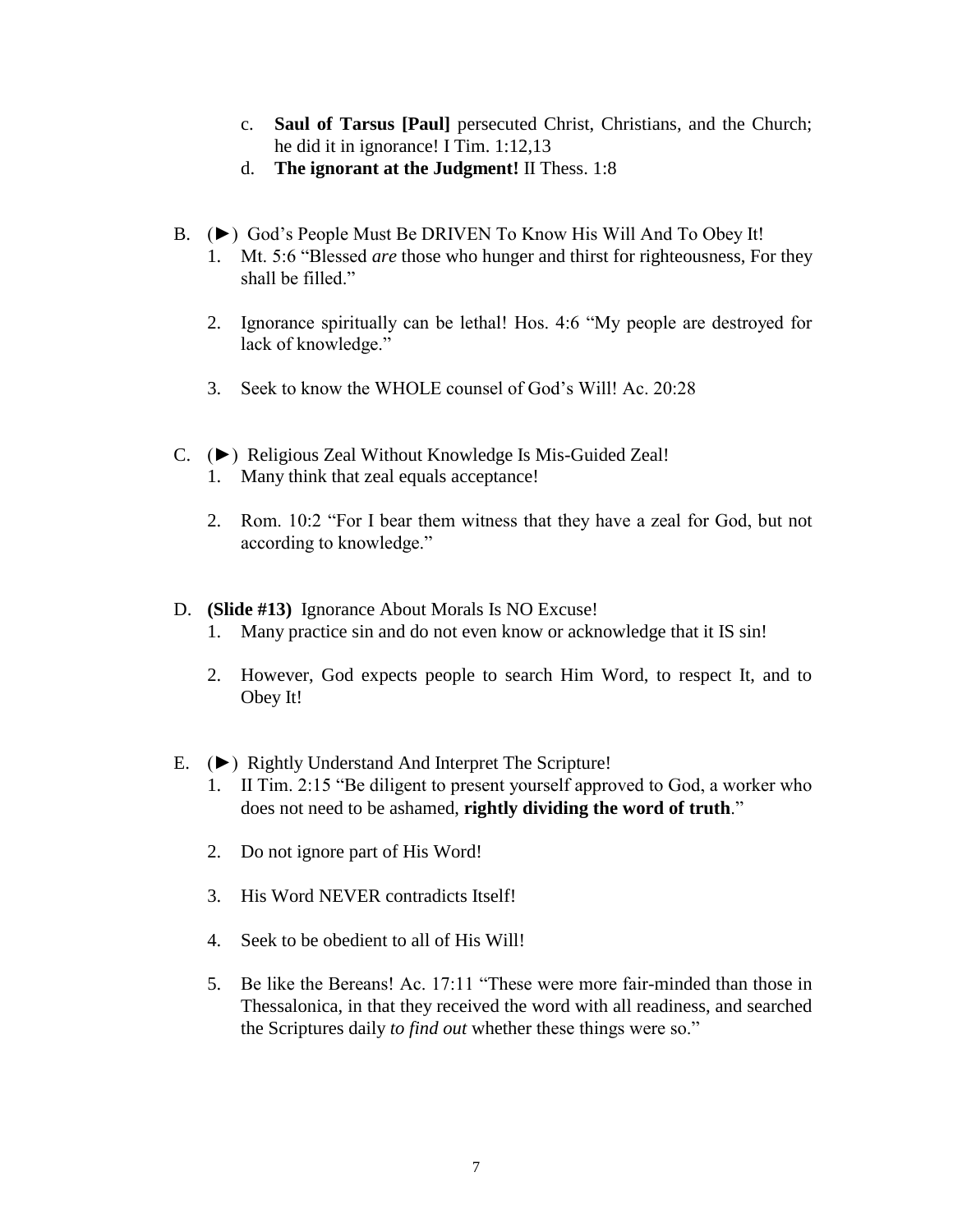c. **Saul of Tarsus [Paul]** persecuted Christ, Christians, and the Church; he did it in ignorance! I Tim. 1:12,13

   d. **The ignorant at the Judgment!** II Thess. 1:8

B. (►) God's People Must Be DRIVEN To Know His Will And To Obey It!

   1. Mt. 5:6 "Blessed *are* those who hunger and thirst for righteousness, For they shall be filled."

   2. Ignorance spiritually can be lethal! Hos. 4:6 "My people are destroyed for lack of knowledge."

   3. Seek to know the WHOLE counsel of God's Will! Ac. 20:28

C. (►) Religious Zeal Without Knowledge Is Mis-Guided Zeal!

   1. Many think that zeal equals acceptance!

   2. Rom. 10:2 "For I bear them witness that they have a zeal for God, but not according to knowledge."

D. **(Slide #13)** Ignorance About Morals Is NO Excuse!

   1. Many practice sin and do not even know or acknowledge that it IS sin!

   2. However, God expects people to search Him Word, to respect It, and to Obey It!

E. (►) Rightly Understand And Interpret The Scripture!

   1. II Tim. 2:15 "Be diligent to present yourself approved to God, a worker who does not need to be ashamed, **rightly dividing the word of truth**."

   2. Do not ignore part of His Word!

   3. His Word NEVER contradicts Itself!

   4. Seek to be obedient to all of His Will!

   5. Be like the Bereans! Ac. 17:11 "These were more fair-minded than those in Thessalonica, in that they received the word with all readiness, and searched the Scriptures daily *to find out* whether these things were so."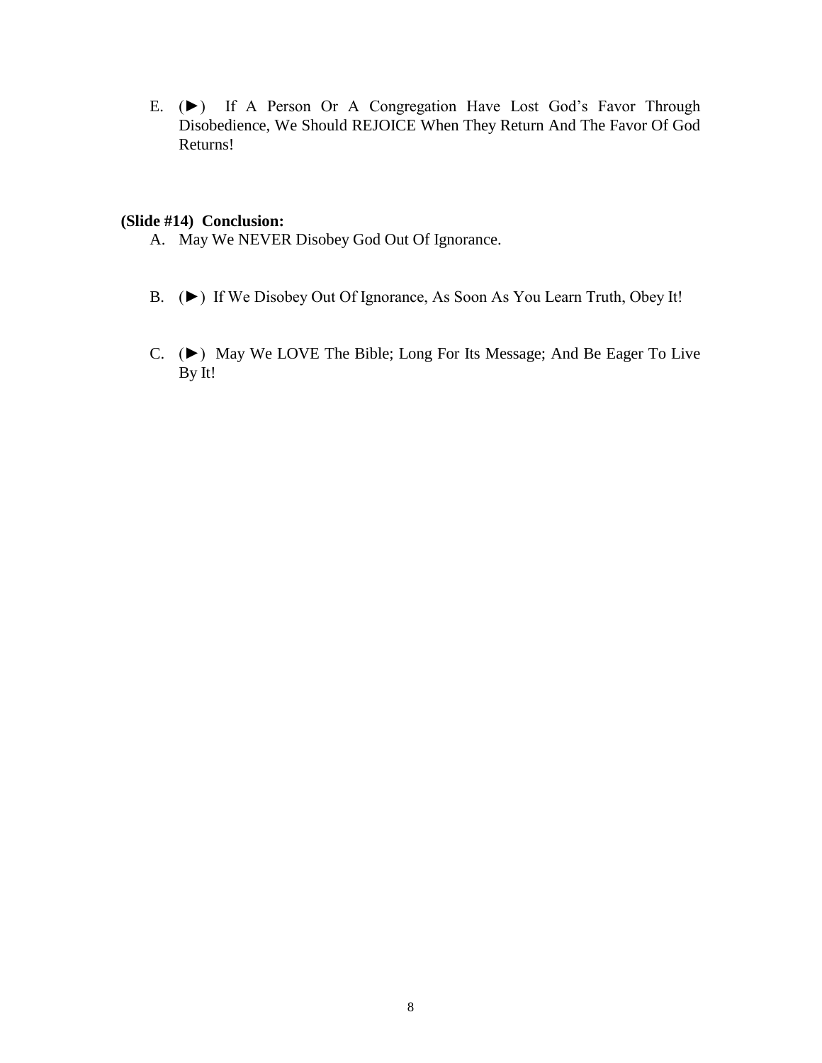E. (►) If A Person Or A Congregation Have Lost God's Favor Through Disobedience, We Should REJOICE When They Return And The Favor Of God Returns!

**(Slide #14) Conclusion:**

A. May We NEVER Disobey God Out Of Ignorance.

B. (►) If We Disobey Out Of Ignorance, As Soon As You Learn Truth, Obey It!

C. (►) May We LOVE The Bible; Long For Its Message; And Be Eager To Live By It!